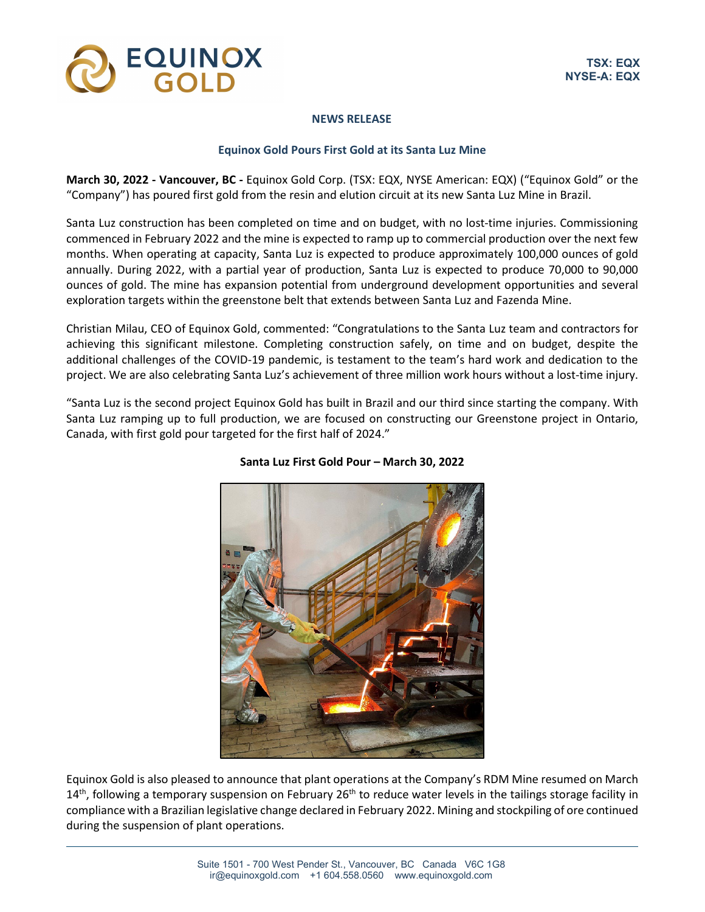TSX: EQX
NYSE-A: EQX

**NEWS RELEASE**

## Equinox Gold Pours First Gold at its Santa Luz Mine

**March 30, 2022 - Vancouver, BC -** Equinox Gold Corp. (TSX: EQX, NYSE American: EQX) ("Equinox Gold" or the "Company") has poured first gold from the resin and elution circuit at its new Santa Luz Mine in Brazil.

Santa Luz construction has been completed on time and on budget, with no lost-time injuries. Commissioning commenced in February 2022 and the mine is expected to ramp up to commercial production over the next few months. When operating at capacity, Santa Luz is expected to produce approximately 100,000 ounces of gold annually. During 2022, with a partial year of production, Santa Luz is expected to produce 70,000 to 90,000 ounces of gold. The mine has expansion potential from underground development opportunities and several exploration targets within the greenstone belt that extends between Santa Luz and Fazenda Mine.

Christian Milau, CEO of Equinox Gold, commented: "Congratulations to the Santa Luz team and contractors for achieving this significant milestone. Completing construction safely, on time and on budget, despite the additional challenges of the COVID-19 pandemic, is testament to the team's hard work and dedication to the project. We are also celebrating Santa Luz's achievement of three million work hours without a lost-time injury.

"Santa Luz is the second project Equinox Gold has built in Brazil and our third since starting the company. With Santa Luz ramping up to full production, we are focused on constructing our Greenstone project in Ontario, Canada, with first gold pour targeted for the first half of 2024."

**Santa Luz First Gold Pour – March 30, 2022**

Equinox Gold is also pleased to announce that plant operations at the Company's RDM Mine resumed on March 14th, following a temporary suspension on February 26th to reduce water levels in the tailings storage facility in compliance with a Brazilian legislative change declared in February 2022. Mining and stockpiling of ore continued during the suspension of plant operations.

Suite 1501 - 700 West Pender St., Vancouver, BC Canada V6C 1G8
ir@equinoxgold.com +1 604.558.0560 www.equinoxgold.com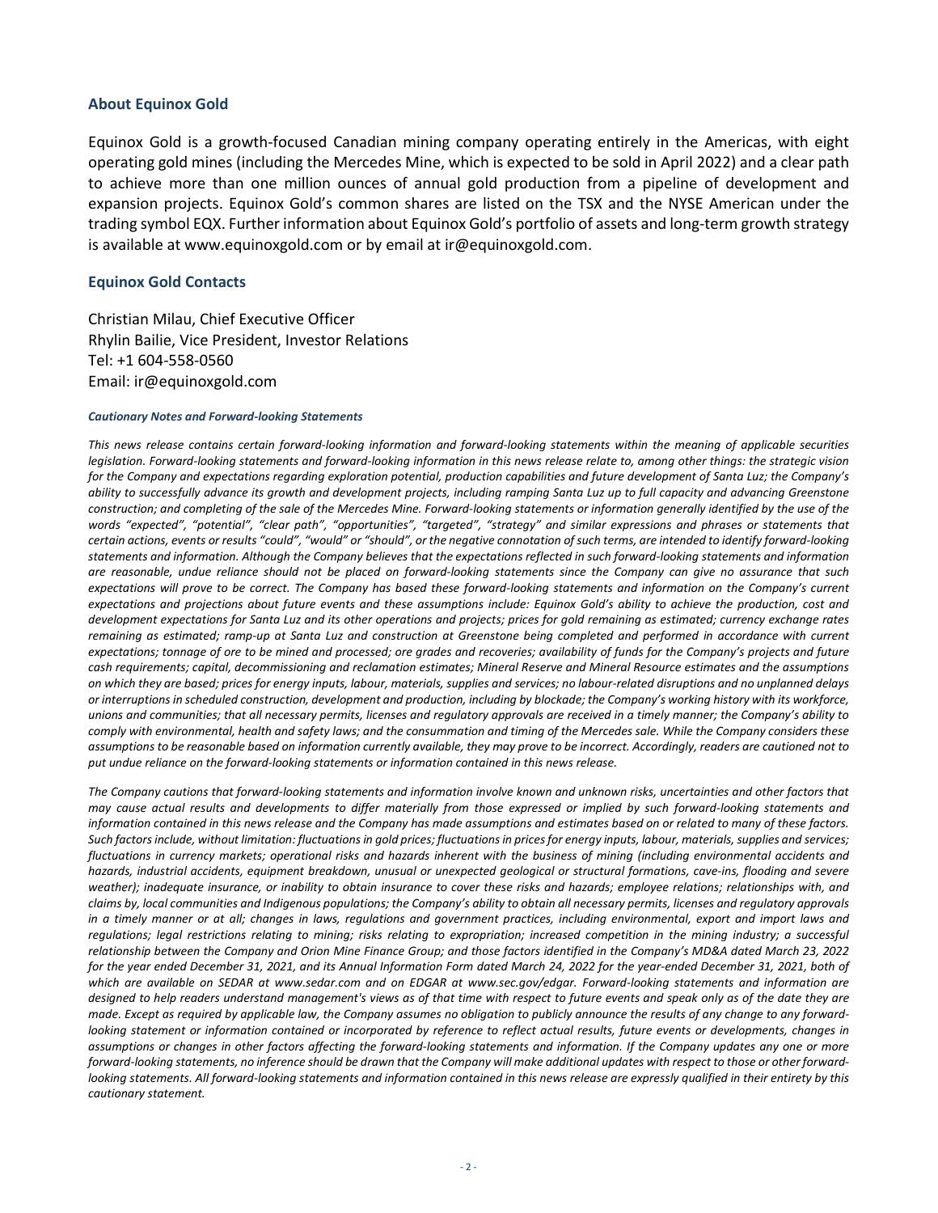## About Equinox Gold

Equinox Gold is a growth-focused Canadian mining company operating entirely in the Americas, with eight operating gold mines (including the Mercedes Mine, which is expected to be sold in April 2022) and a clear path to achieve more than one million ounces of annual gold production from a pipeline of development and expansion projects. Equinox Gold's common shares are listed on the TSX and the NYSE American under the trading symbol EQX. Further information about Equinox Gold's portfolio of assets and long-term growth strategy is available at www.equinoxgold.com or by email at ir@equinoxgold.com.

## Equinox Gold Contacts

Christian Milau, Chief Executive Officer
Rhylin Bailie, Vice President, Investor Relations
Tel: +1 604-558-0560
Email: ir@equinoxgold.com

### *Cautionary Notes and Forward-looking Statements*

*This news release contains certain forward-looking information and forward-looking statements within the meaning of applicable securities legislation. Forward-looking statements and forward-looking information in this news release relate to, among other things: the strategic vision for the Company and expectations regarding exploration potential, production capabilities and future development of Santa Luz; the Company's ability to successfully advance its growth and development projects, including ramping Santa Luz up to full capacity and advancing Greenstone construction; and completing of the sale of the Mercedes Mine. Forward-looking statements or information generally identified by the use of the words "expected", "potential", "clear path", "opportunities", "targeted", "strategy" and similar expressions and phrases or statements that certain actions, events or results "could", "would" or "should", or the negative connotation of such terms, are intended to identify forward-looking statements and information. Although the Company believes that the expectations reflected in such forward-looking statements and information are reasonable, undue reliance should not be placed on forward-looking statements since the Company can give no assurance that such expectations will prove to be correct. The Company has based these forward-looking statements and information on the Company's current expectations and projections about future events and these assumptions include: Equinox Gold's ability to achieve the production, cost and development expectations for Santa Luz and its other operations and projects; prices for gold remaining as estimated; currency exchange rates remaining as estimated; ramp-up at Santa Luz and construction at Greenstone being completed and performed in accordance with current expectations; tonnage of ore to be mined and processed; ore grades and recoveries; availability of funds for the Company's projects and future cash requirements; capital, decommissioning and reclamation estimates; Mineral Reserve and Mineral Resource estimates and the assumptions on which they are based; prices for energy inputs, labour, materials, supplies and services; no labour-related disruptions and no unplanned delays or interruptions in scheduled construction, development and production, including by blockade; the Company's working history with its workforce, unions and communities; that all necessary permits, licenses and regulatory approvals are received in a timely manner; the Company's ability to comply with environmental, health and safety laws; and the consummation and timing of the Mercedes sale. While the Company considers these assumptions to be reasonable based on information currently available, they may prove to be incorrect. Accordingly, readers are cautioned not to put undue reliance on the forward-looking statements or information contained in this news release.*

*The Company cautions that forward-looking statements and information involve known and unknown risks, uncertainties and other factors that may cause actual results and developments to differ materially from those expressed or implied by such forward-looking statements and information contained in this news release and the Company has made assumptions and estimates based on or related to many of these factors. Such factors include, without limitation: fluctuations in gold prices; fluctuations in prices for energy inputs, labour, materials, supplies and services; fluctuations in currency markets; operational risks and hazards inherent with the business of mining (including environmental accidents and hazards, industrial accidents, equipment breakdown, unusual or unexpected geological or structural formations, cave-ins, flooding and severe weather); inadequate insurance, or inability to obtain insurance to cover these risks and hazards; employee relations; relationships with, and claims by, local communities and Indigenous populations; the Company's ability to obtain all necessary permits, licenses and regulatory approvals in a timely manner or at all; changes in laws, regulations and government practices, including environmental, export and import laws and regulations; legal restrictions relating to mining; risks relating to expropriation; increased competition in the mining industry; a successful relationship between the Company and Orion Mine Finance Group; and those factors identified in the Company's MD&A dated March 23, 2022 for the year ended December 31, 2021, and its Annual Information Form dated March 24, 2022 for the year-ended December 31, 2021, both of which are available on SEDAR at www.sedar.com and on EDGAR at www.sec.gov/edgar. Forward-looking statements and information are designed to help readers understand management's views as of that time with respect to future events and speak only as of the date they are made. Except as required by applicable law, the Company assumes no obligation to publicly announce the results of any change to any forward-looking statement or information contained or incorporated by reference to reflect actual results, future events or developments, changes in assumptions or changes in other factors affecting the forward-looking statements and information. If the Company updates any one or more forward-looking statements, no inference should be drawn that the Company will make additional updates with respect to those or other forward-looking statements. All forward-looking statements and information contained in this news release are expressly qualified in their entirety by this cautionary statement.*